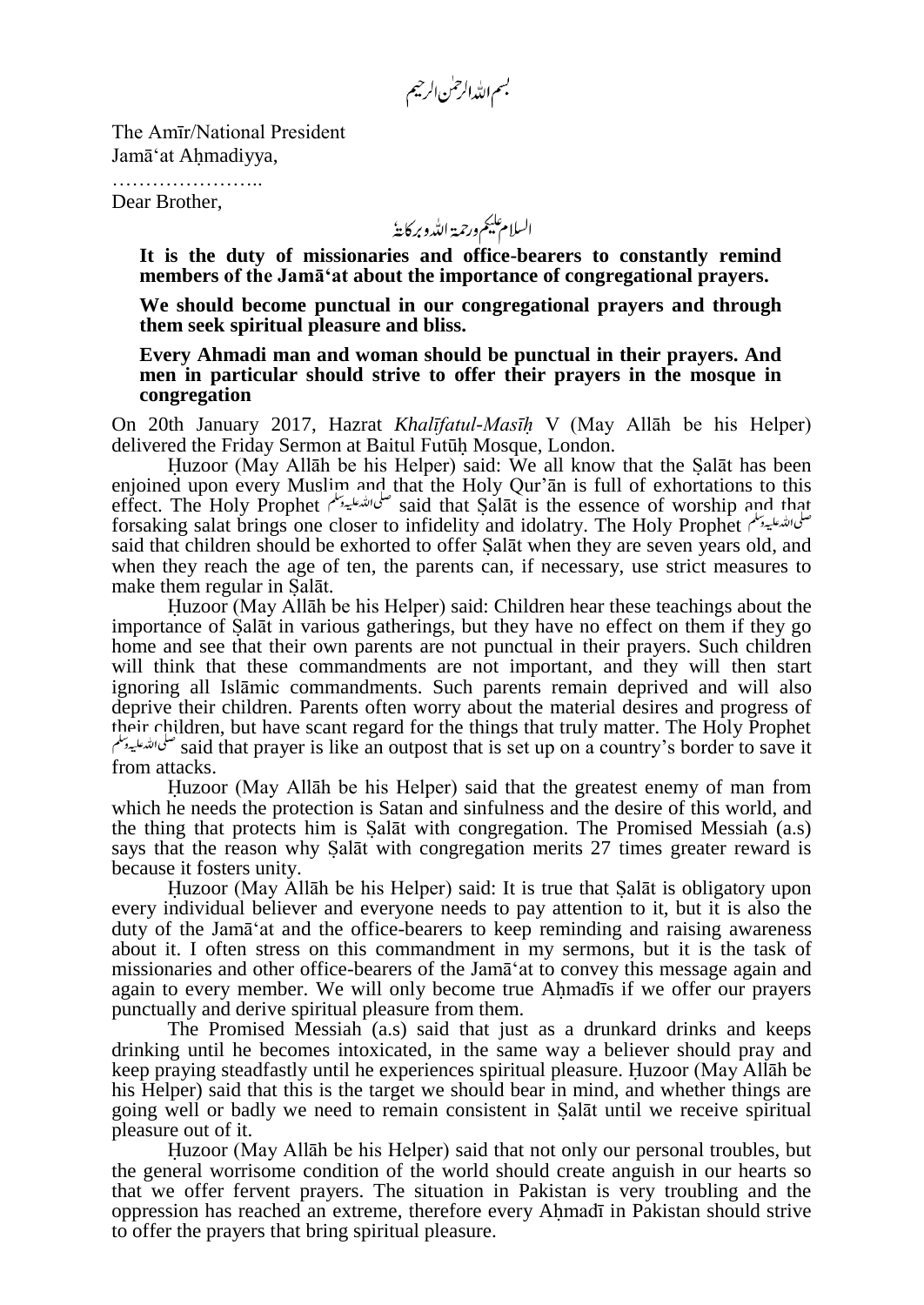بسم اللہ الرحمٰن الرحیم

The Amīr/National President
Jamā'at Aḥmadiyya,

…………………..
Dear Brother,

السلام علیکم ورحمۃ اللہ وبرکاتہٗ

**It is the duty of missionaries and office-bearers to constantly remind members of the Jamā'at about the importance of congregational prayers.**

**We should become punctual in our congregational prayers and through them seek spiritual pleasure and bliss.**

**Every Ahmadi man and woman should be punctual in their prayers. And men in particular should strive to offer their prayers in the mosque in congregation**

On 20th January 2017, Hazrat *Khalīfatul-Masīḥ* V (May Allāh be his Helper) delivered the Friday Sermon at Baitul Futūḥ Mosque, London.

Ḥuzoor (May Allāh be his Helper) said: We all know that the Ṣalāt has been enjoined upon every Muslim and that the Holy Qur'ān is full of exhortations to this effect. The Holy Prophet ﷺ said that Ṣalāt is the essence of worship and that forsaking salat brings one closer to infidelity and idolatry. The Holy Prophet ﷺ said that children should be exhorted to offer Ṣalāt when they are seven years old, and when they reach the age of ten, the parents can, if necessary, use strict measures to make them regular in Ṣalāt.

Ḥuzoor (May Allāh be his Helper) said: Children hear these teachings about the importance of Ṣalāt in various gatherings, but they have no effect on them if they go home and see that their own parents are not punctual in their prayers. Such children will think that these commandments are not important, and they will then start ignoring all Islāmic commandments. Such parents remain deprived and will also deprive their children. Parents often worry about the material desires and progress of their children, but have scant regard for the things that truly matter. The Holy Prophet ﷺ said that prayer is like an outpost that is set up on a country's border to save it from attacks.

Ḥuzoor (May Allāh be his Helper) said that the greatest enemy of man from which he needs the protection is Satan and sinfulness and the desire of this world, and the thing that protects him is Ṣalāt with congregation. The Promised Messiah (a.s) says that the reason why Ṣalāt with congregation merits 27 times greater reward is because it fosters unity.

Ḥuzoor (May Allāh be his Helper) said: It is true that Ṣalāt is obligatory upon every individual believer and everyone needs to pay attention to it, but it is also the duty of the Jamā'at and the office-bearers to keep reminding and raising awareness about it. I often stress on this commandment in my sermons, but it is the task of missionaries and other office-bearers of the Jamā'at to convey this message again and again to every member. We will only become true Aḥmadīs if we offer our prayers punctually and derive spiritual pleasure from them.

The Promised Messiah (a.s) said that just as a drunkard drinks and keeps drinking until he becomes intoxicated, in the same way a believer should pray and keep praying steadfastly until he experiences spiritual pleasure. Ḥuzoor (May Allāh be his Helper) said that this is the target we should bear in mind, and whether things are going well or badly we need to remain consistent in Ṣalāt until we receive spiritual pleasure out of it.

Ḥuzoor (May Allāh be his Helper) said that not only our personal troubles, but the general worrisome condition of the world should create anguish in our hearts so that we offer fervent prayers. The situation in Pakistan is very troubling and the oppression has reached an extreme, therefore every Aḥmadī in Pakistan should strive to offer the prayers that bring spiritual pleasure.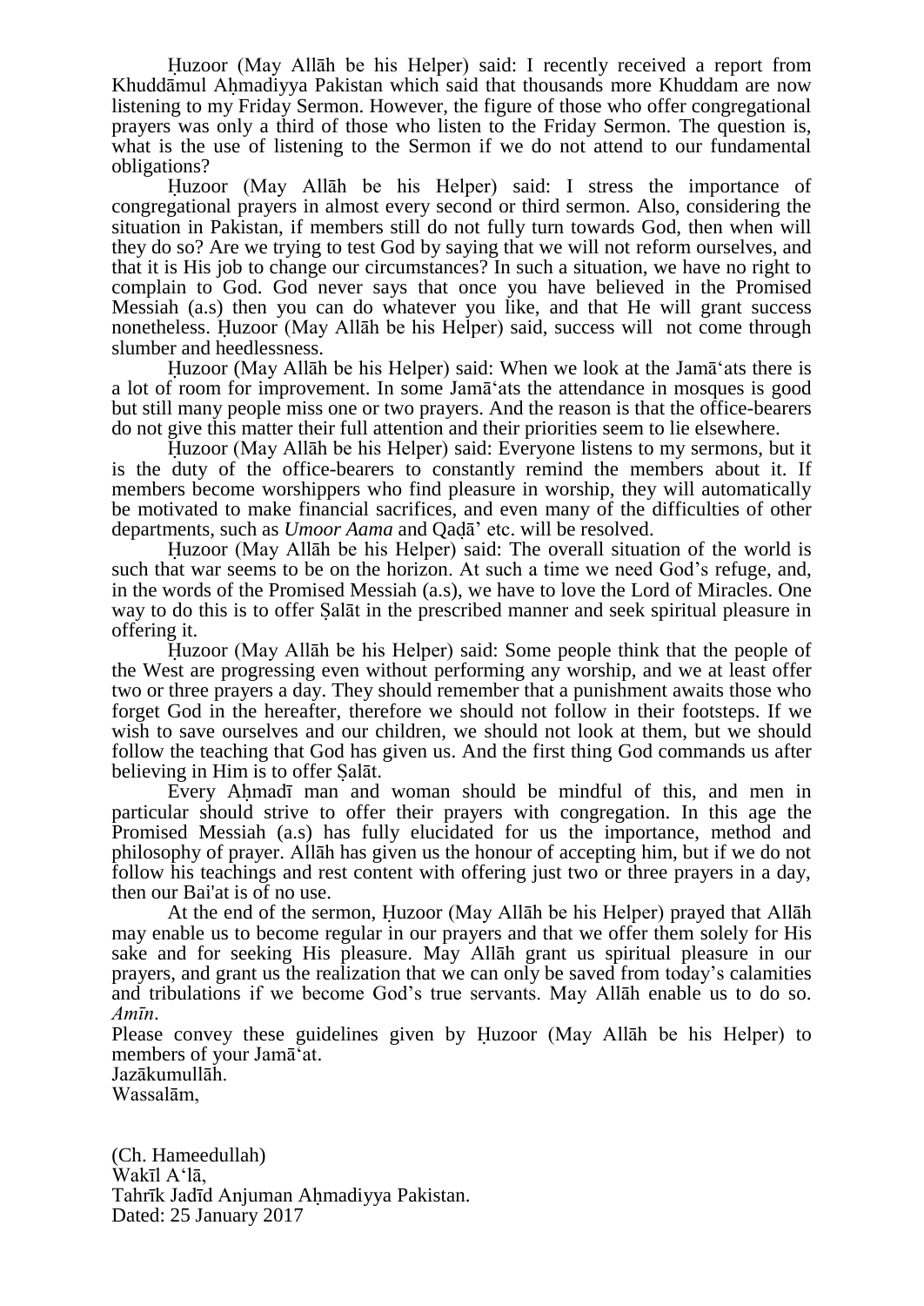Ḥuzoor (May Allāh be his Helper) said: I recently received a report from Khuddāmul Aḥmadiyya Pakistan which said that thousands more Khuddam are now listening to my Friday Sermon. However, the figure of those who offer congregational prayers was only a third of those who listen to the Friday Sermon. The question is, what is the use of listening to the Sermon if we do not attend to our fundamental obligations?

Ḥuzoor (May Allāh be his Helper) said: I stress the importance of congregational prayers in almost every second or third sermon. Also, considering the situation in Pakistan, if members still do not fully turn towards God, then when will they do so? Are we trying to test God by saying that we will not reform ourselves, and that it is His job to change our circumstances? In such a situation, we have no right to complain to God. God never says that once you have believed in the Promised Messiah (a.s) then you can do whatever you like, and that He will grant success nonetheless. Ḥuzoor (May Allāh be his Helper) said, success will not come through slumber and heedlessness.

Ḥuzoor (May Allāh be his Helper) said: When we look at the Jamā'ats there is a lot of room for improvement. In some Jamā'ats the attendance in mosques is good but still many people miss one or two prayers. And the reason is that the office-bearers do not give this matter their full attention and their priorities seem to lie elsewhere.

Ḥuzoor (May Allāh be his Helper) said: Everyone listens to my sermons, but it is the duty of the office-bearers to constantly remind the members about it. If members become worshippers who find pleasure in worship, they will automatically be motivated to make financial sacrifices, and even many of the difficulties of other departments, such as *Umoor Aama* and Qaḍā' etc. will be resolved.

Ḥuzoor (May Allāh be his Helper) said: The overall situation of the world is such that war seems to be on the horizon. At such a time we need God's refuge, and, in the words of the Promised Messiah (a.s), we have to love the Lord of Miracles. One way to do this is to offer Ṣalāt in the prescribed manner and seek spiritual pleasure in offering it.

Ḥuzoor (May Allāh be his Helper) said: Some people think that the people of the West are progressing even without performing any worship, and we at least offer two or three prayers a day. They should remember that a punishment awaits those who forget God in the hereafter, therefore we should not follow in their footsteps. If we wish to save ourselves and our children, we should not look at them, but we should follow the teaching that God has given us. And the first thing God commands us after believing in Him is to offer Ṣalāt.

Every Aḥmadī man and woman should be mindful of this, and men in particular should strive to offer their prayers with congregation. In this age the Promised Messiah (a.s) has fully elucidated for us the importance, method and philosophy of prayer. Allāh has given us the honour of accepting him, but if we do not follow his teachings and rest content with offering just two or three prayers in a day, then our Bai'at is of no use.

At the end of the sermon, Ḥuzoor (May Allāh be his Helper) prayed that Allāh may enable us to become regular in our prayers and that we offer them solely for His sake and for seeking His pleasure. May Allāh grant us spiritual pleasure in our prayers, and grant us the realization that we can only be saved from today's calamities and tribulations if we become God's true servants. May Allāh enable us to do so. *Amīn*.

Please convey these guidelines given by Ḥuzoor (May Allāh be his Helper) to members of your Jamā'at.

Jazākumullāh.

Wassalām,

(Ch. Hameedullah)
Wakīl A'lā,
Tahrīk Jadīd Anjuman Aḥmadiyya Pakistan.
Dated: 25 January 2017